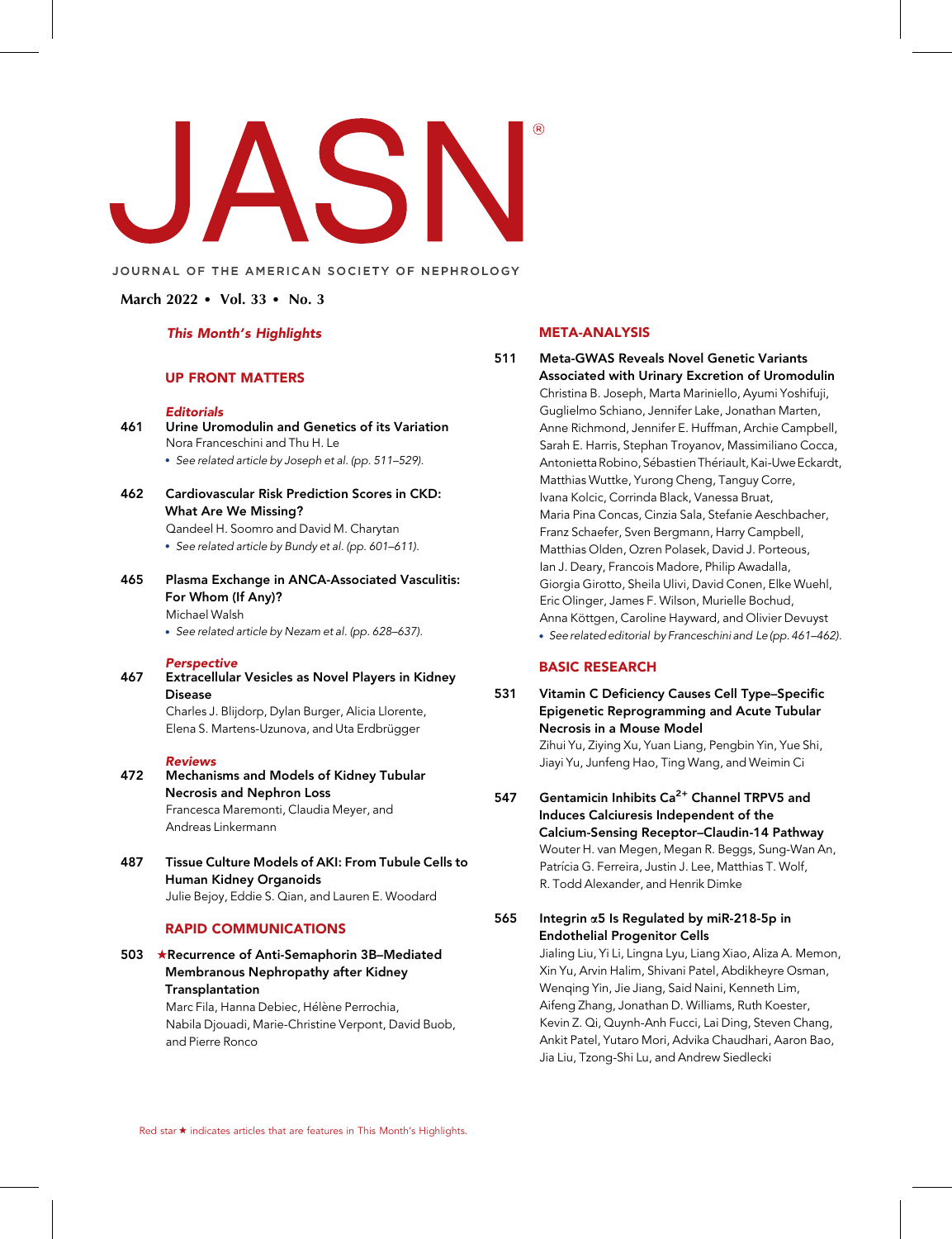# JASN®

JOURNAL OF THE AMERICAN SOCIETY OF NEPHROLOGY

**March 2022 • Vol. 33 • No. 3**

*This Month's Highlights*

## UP FRONT MATTERS

### *Editorials*

461 **Urine Uromodulin and Genetics of its Variation**
Nora Franceschini and Thu H. Le
- *See related article by Joseph et al. (pp. 511–529).*

462 **Cardiovascular Risk Prediction Scores in CKD: What Are We Missing?**
Qandeel H. Soomro and David M. Charytan
- *See related article by Bundy et al. (pp. 601–611).*

465 **Plasma Exchange in ANCA-Associated Vasculitis: For Whom (If Any)?**
Michael Walsh
- *See related article by Nezam et al. (pp. 628–637).*

### *Perspective*

467 **Extracellular Vesicles as Novel Players in Kidney Disease**
Charles J. Blijdorp, Dylan Burger, Alicia Llorente, Elena S. Martens-Uzunova, and Uta Erdbrügger

### *Reviews*

472 **Mechanisms and Models of Kidney Tubular Necrosis and Nephron Loss**
Francesca Maremonti, Claudia Meyer, and Andreas Linkermann

487 **Tissue Culture Models of AKI: From Tubule Cells to Human Kidney Organoids**
Julie Bejoy, Eddie S. Qian, and Lauren E. Woodard

## RAPID COMMUNICATIONS

503 ★**Recurrence of Anti-Semaphorin 3B–Mediated Membranous Nephropathy after Kidney Transplantation**
Marc Fila, Hanna Debiec, Hélène Perrochia, Nabila Djouadi, Marie-Christine Verpont, David Buob, and Pierre Ronco

## META-ANALYSIS

511 **Meta-GWAS Reveals Novel Genetic Variants Associated with Urinary Excretion of Uromodulin**
Christina B. Joseph, Marta Mariniello, Ayumi Yoshifuji, Guglielmo Schiano, Jennifer Lake, Jonathan Marten, Anne Richmond, Jennifer E. Huffman, Archie Campbell, Sarah E. Harris, Stephan Troyanov, Massimiliano Cocca, Antonietta Robino, Sébastien Thériault, Kai-Uwe Eckardt, Matthias Wuttke, Yurong Cheng, Tanguy Corre, Ivana Kolcic, Corrinda Black, Vanessa Bruat, Maria Pina Concas, Cinzia Sala, Stefanie Aeschbacher, Franz Schaefer, Sven Bergmann, Harry Campbell, Matthias Olden, Ozren Polasek, David J. Porteous, Ian J. Deary, Francois Madore, Philip Awadalla, Giorgia Girotto, Sheila Ulivi, David Conen, Elke Wuehl, Eric Olinger, James F. Wilson, Murielle Bochud, Anna Köttgen, Caroline Hayward, and Olivier Devuyst
- *See related editorial by Franceschini and Le (pp. 461–462).*

## BASIC RESEARCH

531 **Vitamin C Deficiency Causes Cell Type–Specific Epigenetic Reprogramming and Acute Tubular Necrosis in a Mouse Model**
Zihui Yu, Ziying Xu, Yuan Liang, Pengbin Yin, Yue Shi, Jiayi Yu, Junfeng Hao, Ting Wang, and Weimin Ci

547 **Gentamicin Inhibits $Ca^{2+}$ Channel TRPV5 and Induces Calciuresis Independent of the Calcium-Sensing Receptor–Claudin-14 Pathway**
Wouter H. van Megen, Megan R. Beggs, Sung-Wan An, Patrícia G. Ferreira, Justin J. Lee, Matthias T. Wolf, R. Todd Alexander, and Henrik Dimke

565 **Integrin $\alpha 5$ Is Regulated by miR-218-5p in Endothelial Progenitor Cells**
Jialing Liu, Yi Li, Lingna Lyu, Liang Xiao, Aliza A. Memon, Xin Yu, Arvin Halim, Shivani Patel, Abdikheyre Osman, Wenqing Yin, Jie Jiang, Said Naini, Kenneth Lim, Aifeng Zhang, Jonathan D. Williams, Ruth Koester, Kevin Z. Qi, Quynh-Anh Fucci, Lai Ding, Steven Chang, Ankit Patel, Yutaro Mori, Advika Chaudhari, Aaron Bao, Jia Liu, Tzong-Shi Lu, and Andrew Siedlecki

Red star ★ indicates articles that are features in This Month's Highlights.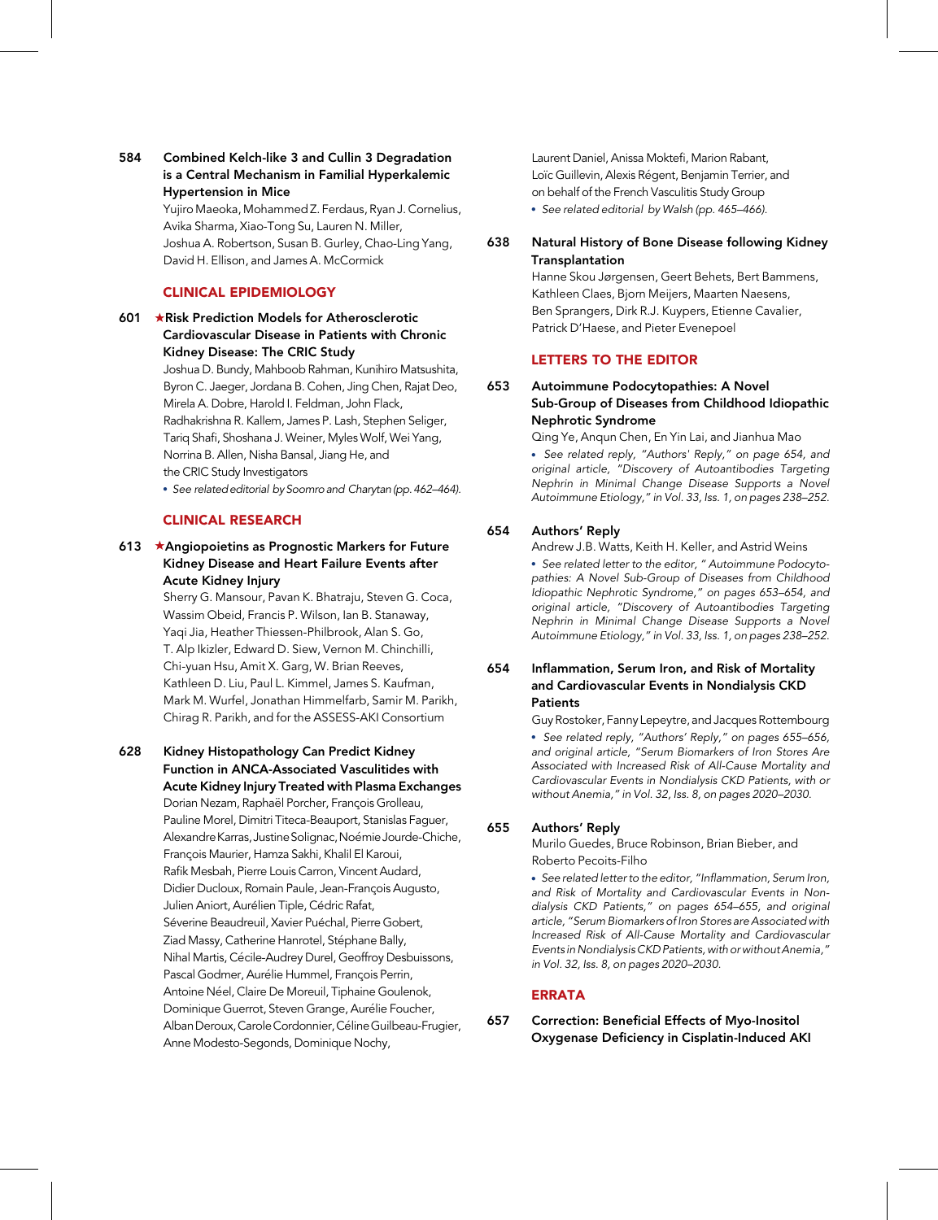**584 Combined Kelch-like 3 and Cullin 3 Degradation is a Central Mechanism in Familial Hyperkalemic Hypertension in Mice**

Yujiro Maeoka, Mohammed Z. Ferdaus, Ryan J. Cornelius, Avika Sharma, Xiao-Tong Su, Lauren N. Miller, Joshua A. Robertson, Susan B. Gurley, Chao-Ling Yang, David H. Ellison, and James A. McCormick

## CLINICAL EPIDEMIOLOGY

**601 ★Risk Prediction Models for Atherosclerotic Cardiovascular Disease in Patients with Chronic Kidney Disease: The CRIC Study**

Joshua D. Bundy, Mahboob Rahman, Kunihiro Matsushita, Byron C. Jaeger, Jordana B. Cohen, Jing Chen, Rajat Deo, Mirela A. Dobre, Harold I. Feldman, John Flack, Radhakrishna R. Kallem, James P. Lash, Stephen Seliger, Tariq Shafi, Shoshana J. Weiner, Myles Wolf, Wei Yang, Norrina B. Allen, Nisha Bansal, Jiang He, and the CRIC Study Investigators

- *See related editorial by Soomro and Charytan (pp. 462–464).*

## CLINICAL RESEARCH

**613 ★Angiopoietins as Prognostic Markers for Future Kidney Disease and Heart Failure Events after Acute Kidney Injury**

Sherry G. Mansour, Pavan K. Bhatraju, Steven G. Coca, Wassim Obeid, Francis P. Wilson, Ian B. Stanaway, Yaqi Jia, Heather Thiessen-Philbrook, Alan S. Go, T. Alp Ikizler, Edward D. Siew, Vernon M. Chinchilli, Chi-yuan Hsu, Amit X. Garg, W. Brian Reeves, Kathleen D. Liu, Paul L. Kimmel, James S. Kaufman, Mark M. Wurfel, Jonathan Himmelfarb, Samir M. Parikh, Chirag R. Parikh, and for the ASSESS-AKI Consortium

**628 Kidney Histopathology Can Predict Kidney Function in ANCA-Associated Vasculitides with Acute Kidney Injury Treated with Plasma Exchanges**

Dorian Nezam, Raphaël Porcher, François Grolleau, Pauline Morel, Dimitri Titeca-Beauport, Stanislas Faguer, Alexandre Karras, Justine Solignac, Noémie Jourde-Chiche, François Maurier, Hamza Sakhi, Khalil El Karoui, Rafik Mesbah, Pierre Louis Carron, Vincent Audard, Didier Ducloux, Romain Paule, Jean-François Augusto, Julien Aniort, Aurélien Tiple, Cédric Rafat, Séverine Beaudreuil, Xavier Puéchal, Pierre Gobert, Ziad Massy, Catherine Hanrotel, Stéphane Bally, Nihal Martis, Cécile-Audrey Durel, Geoffroy Desbuissons, Pascal Godmer, Aurélie Hummel, François Perrin, Antoine Néel, Claire De Moreuil, Tiphaine Goulenok, Dominique Guerrot, Steven Grange, Aurélie Foucher, Alban Deroux, Carole Cordonnier, Céline Guilbeau-Frugier, Anne Modesto-Segonds, Dominique Nochy, Laurent Daniel, Anissa Moktefi, Marion Rabant, Loïc Guillevin, Alexis Régent, Benjamin Terrier, and on behalf of the French Vasculitis Study Group

- *See related editorial by Walsh (pp. 465–466).*

**638 Natural History of Bone Disease following Kidney Transplantation**

Hanne Skou Jørgensen, Geert Behets, Bert Bammens, Kathleen Claes, Bjorn Meijers, Maarten Naesens, Ben Sprangers, Dirk R.J. Kuypers, Etienne Cavalier, Patrick D'Haese, and Pieter Evenepoel

## LETTERS TO THE EDITOR

**653 Autoimmune Podocytopathies: A Novel Sub-Group of Diseases from Childhood Idiopathic Nephrotic Syndrome**

Qing Ye, Anqun Chen, En Yin Lai, and Jianhua Mao

- *See related reply, "Authors' Reply," on page 654, and original article, "Discovery of Autoantibodies Targeting Nephrin in Minimal Change Disease Supports a Novel Autoimmune Etiology," in Vol. 33, Iss. 1, on pages 238–252.*

**654 Authors' Reply**

Andrew J.B. Watts, Keith H. Keller, and Astrid Weins

- *See related letter to the editor, " Autoimmune Podocytopathies: A Novel Sub-Group of Diseases from Childhood Idiopathic Nephrotic Syndrome," on pages 653–654, and original article, "Discovery of Autoantibodies Targeting Nephrin in Minimal Change Disease Supports a Novel Autoimmune Etiology," in Vol. 33, Iss. 1, on pages 238–252.*

**654 Inflammation, Serum Iron, and Risk of Mortality and Cardiovascular Events in Nondialysis CKD Patients**

Guy Rostoker, Fanny Lepeytre, and Jacques Rottembourg

- *See related reply, "Authors' Reply," on pages 655–656, and original article, "Serum Biomarkers of Iron Stores Are Associated with Increased Risk of All-Cause Mortality and Cardiovascular Events in Nondialysis CKD Patients, with or without Anemia," in Vol. 32, Iss. 8, on pages 2020–2030.*

**655 Authors' Reply**

Murilo Guedes, Bruce Robinson, Brian Bieber, and Roberto Pecoits-Filho

- *See related letter to the editor, "Inflammation, Serum Iron, and Risk of Mortality and Cardiovascular Events in Nondialysis CKD Patients," on pages 654–655, and original article, "Serum Biomarkers of Iron Stores are Associated with Increased Risk of All-Cause Mortality and Cardiovascular Events in Nondialysis CKD Patients, with or without Anemia," in Vol. 32, Iss. 8, on pages 2020–2030.*

## ERRATA

**657 Correction: Beneficial Effects of Myo-Inositol Oxygenase Deficiency in Cisplatin-Induced AKI**